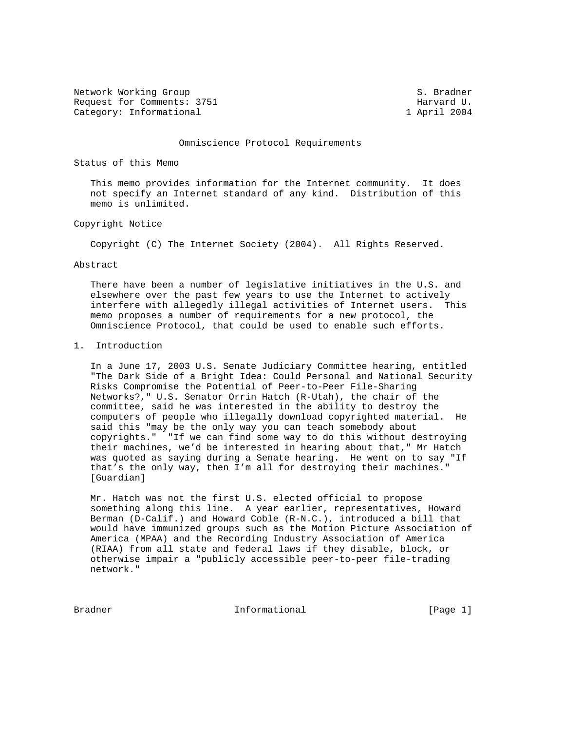Network Working Group S. Bradner
Request for Comments: 3751 Harvard U.
Category: Informational 1 April 2004

# Omniscience Protocol Requirements

## Status of this Memo

This memo provides information for the Internet community. It does not specify an Internet standard of any kind. Distribution of this memo is unlimited.

## Copyright Notice

Copyright (C) The Internet Society (2004). All Rights Reserved.

## Abstract

There have been a number of legislative initiatives in the U.S. and elsewhere over the past few years to use the Internet to actively interfere with allegedly illegal activities of Internet users. This memo proposes a number of requirements for a new protocol, the Omniscience Protocol, that could be used to enable such efforts.

## 1. Introduction

In a June 17, 2003 U.S. Senate Judiciary Committee hearing, entitled "The Dark Side of a Bright Idea: Could Personal and National Security Risks Compromise the Potential of Peer-to-Peer File-Sharing Networks?," U.S. Senator Orrin Hatch (R-Utah), the chair of the committee, said he was interested in the ability to destroy the computers of people who illegally download copyrighted material. He said this "may be the only way you can teach somebody about copyrights." "If we can find some way to do this without destroying their machines, we'd be interested in hearing about that," Mr Hatch was quoted as saying during a Senate hearing. He went on to say "If that's the only way, then I'm all for destroying their machines." [Guardian]

Mr. Hatch was not the first U.S. elected official to propose something along this line. A year earlier, representatives, Howard Berman (D-Calif.) and Howard Coble (R-N.C.), introduced a bill that would have immunized groups such as the Motion Picture Association of America (MPAA) and the Recording Industry Association of America (RIAA) from all state and federal laws if they disable, block, or otherwise impair a "publicly accessible peer-to-peer file-trading network."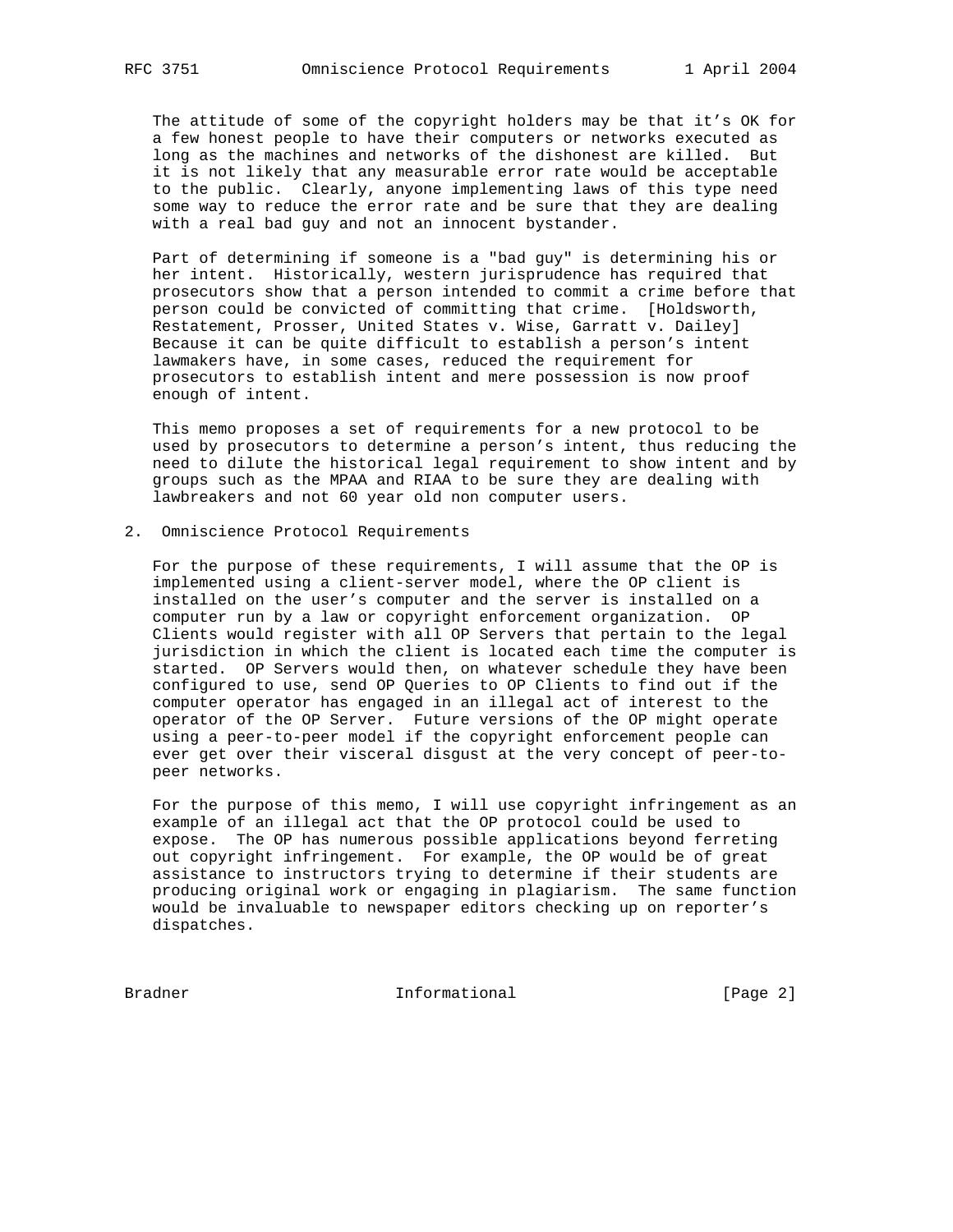The attitude of some of the copyright holders may be that it’s OK for a few honest people to have their computers or networks executed as long as the machines and networks of the dishonest are killed. But it is not likely that any measurable error rate would be acceptable to the public. Clearly, anyone implementing laws of this type need some way to reduce the error rate and be sure that they are dealing with a real bad guy and not an innocent bystander.

Part of determining if someone is a "bad guy" is determining his or her intent. Historically, western jurisprudence has required that prosecutors show that a person intended to commit a crime before that person could be convicted of committing that crime. [Holdsworth, Restatement, Prosser, United States v. Wise, Garratt v. Dailey] Because it can be quite difficult to establish a person’s intent lawmakers have, in some cases, reduced the requirement for prosecutors to establish intent and mere possession is now proof enough of intent.

This memo proposes a set of requirements for a new protocol to be used by prosecutors to determine a person’s intent, thus reducing the need to dilute the historical legal requirement to show intent and by groups such as the MPAA and RIAA to be sure they are dealing with lawbreakers and not 60 year old non computer users.

## 2. Omniscience Protocol Requirements

For the purpose of these requirements, I will assume that the OP is implemented using a client-server model, where the OP client is installed on the user’s computer and the server is installed on a computer run by a law or copyright enforcement organization. OP Clients would register with all OP Servers that pertain to the legal jurisdiction in which the client is located each time the computer is started. OP Servers would then, on whatever schedule they have been configured to use, send OP Queries to OP Clients to find out if the computer operator has engaged in an illegal act of interest to the operator of the OP Server. Future versions of the OP might operate using a peer-to-peer model if the copyright enforcement people can ever get over their visceral disgust at the very concept of peer-to-peer networks.

For the purpose of this memo, I will use copyright infringement as an example of an illegal act that the OP protocol could be used to expose. The OP has numerous possible applications beyond ferreting out copyright infringement. For example, the OP would be of great assistance to instructors trying to determine if their students are producing original work or engaging in plagiarism. The same function would be invaluable to newspaper editors checking up on reporter’s dispatches.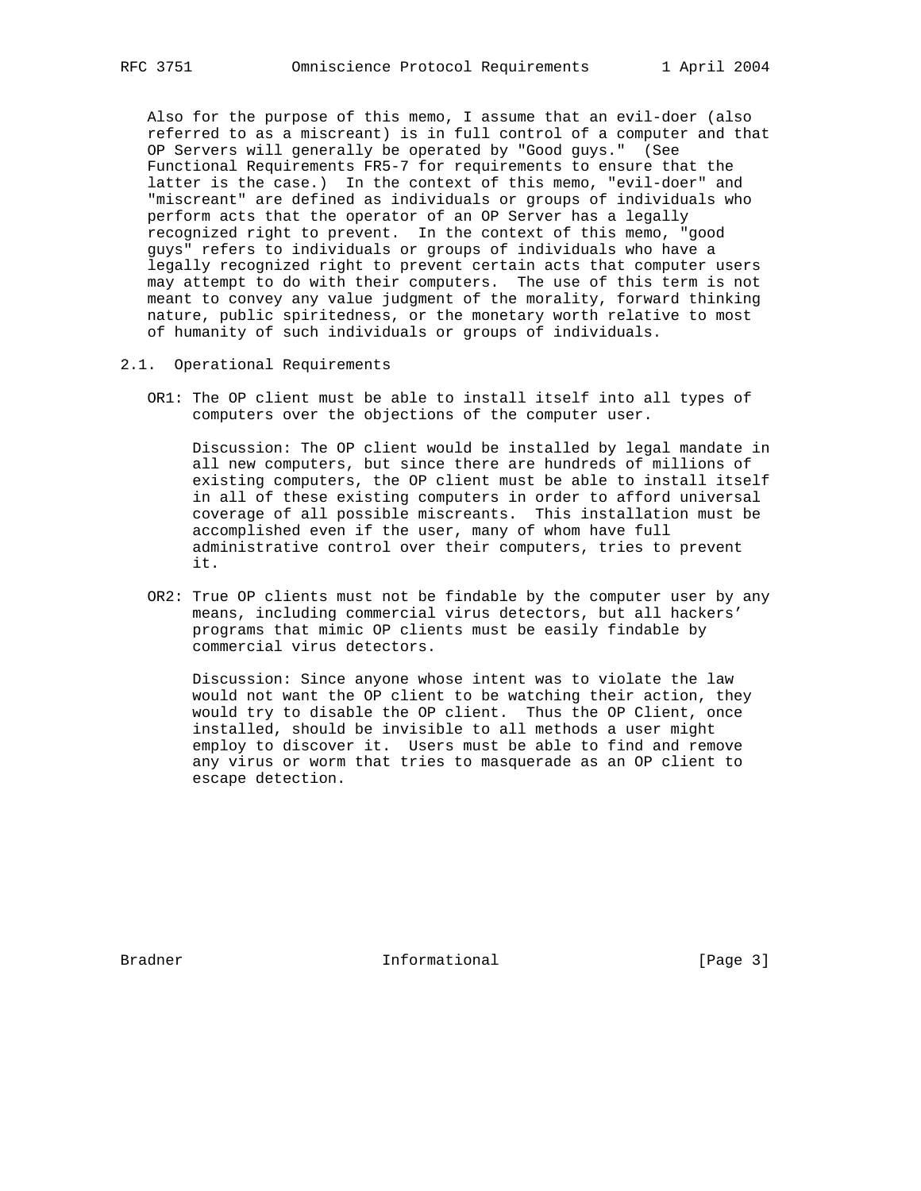Also for the purpose of this memo, I assume that an evil-doer (also referred to as a miscreant) is in full control of a computer and that OP Servers will generally be operated by "Good guys." (See Functional Requirements FR5-7 for requirements to ensure that the latter is the case.) In the context of this memo, "evil-doer" and "miscreant" are defined as individuals or groups of individuals who perform acts that the operator of an OP Server has a legally recognized right to prevent. In the context of this memo, "good guys" refers to individuals or groups of individuals who have a legally recognized right to prevent certain acts that computer users may attempt to do with their computers. The use of this term is not meant to convey any value judgment of the morality, forward thinking nature, public spiritedness, or the monetary worth relative to most of humanity of such individuals or groups of individuals.

## 2.1. Operational Requirements

OR1: The OP client must be able to install itself into all types of computers over the objections of the computer user.

Discussion: The OP client would be installed by legal mandate in all new computers, but since there are hundreds of millions of existing computers, the OP client must be able to install itself in all of these existing computers in order to afford universal coverage of all possible miscreants. This installation must be accomplished even if the user, many of whom have full administrative control over their computers, tries to prevent it.

OR2: True OP clients must not be findable by the computer user by any means, including commercial virus detectors, but all hackers' programs that mimic OP clients must be easily findable by commercial virus detectors.

Discussion: Since anyone whose intent was to violate the law would not want the OP client to be watching their action, they would try to disable the OP client. Thus the OP Client, once installed, should be invisible to all methods a user might employ to discover it. Users must be able to find and remove any virus or worm that tries to masquerade as an OP client to escape detection.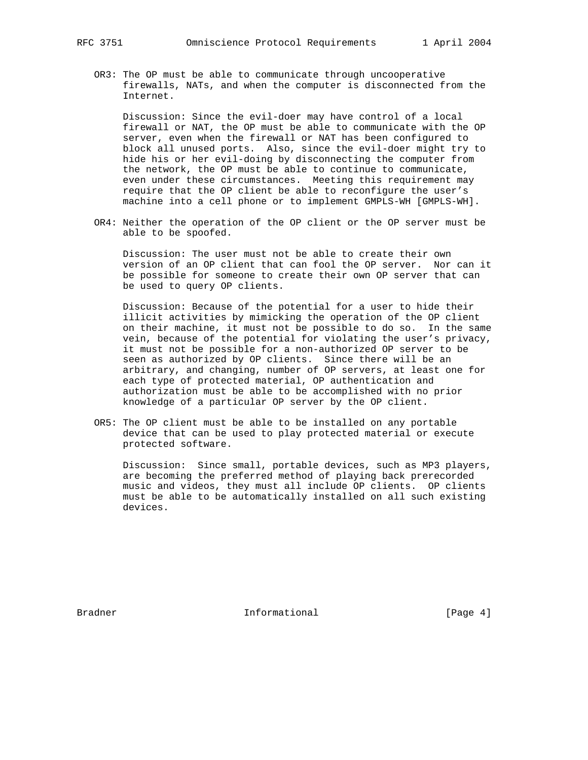OR3: The OP must be able to communicate through uncooperative firewalls, NATs, and when the computer is disconnected from the Internet.

Discussion: Since the evil-doer may have control of a local firewall or NAT, the OP must be able to communicate with the OP server, even when the firewall or NAT has been configured to block all unused ports. Also, since the evil-doer might try to hide his or her evil-doing by disconnecting the computer from the network, the OP must be able to continue to communicate, even under these circumstances. Meeting this requirement may require that the OP client be able to reconfigure the user's machine into a cell phone or to implement GMPLS-WH [GMPLS-WH].

OR4: Neither the operation of the OP client or the OP server must be able to be spoofed.

Discussion: The user must not be able to create their own version of an OP client that can fool the OP server. Nor can it be possible for someone to create their own OP server that can be used to query OP clients.

Discussion: Because of the potential for a user to hide their illicit activities by mimicking the operation of the OP client on their machine, it must not be possible to do so. In the same vein, because of the potential for violating the user's privacy, it must not be possible for a non-authorized OP server to be seen as authorized by OP clients. Since there will be an arbitrary, and changing, number of OP servers, at least one for each type of protected material, OP authentication and authorization must be able to be accomplished with no prior knowledge of a particular OP server by the OP client.

OR5: The OP client must be able to be installed on any portable device that can be used to play protected material or execute protected software.

Discussion: Since small, portable devices, such as MP3 players, are becoming the preferred method of playing back prerecorded music and videos, they must all include OP clients. OP clients must be able to be automatically installed on all such existing devices.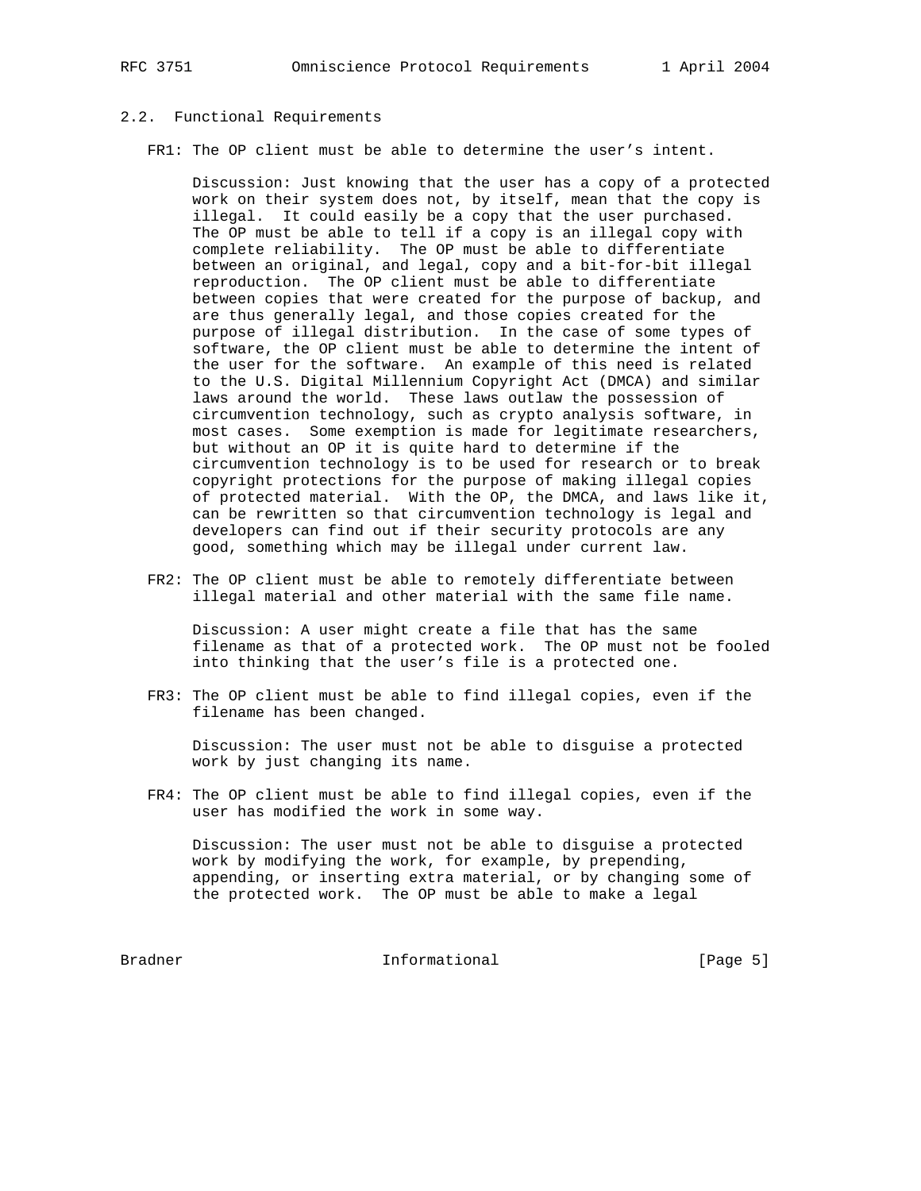## 2.2. Functional Requirements

FR1: The OP client must be able to determine the user's intent.

Discussion: Just knowing that the user has a copy of a protected work on their system does not, by itself, mean that the copy is illegal. It could easily be a copy that the user purchased. The OP must be able to tell if a copy is an illegal copy with complete reliability. The OP must be able to differentiate between an original, and legal, copy and a bit-for-bit illegal reproduction. The OP client must be able to differentiate between copies that were created for the purpose of backup, and are thus generally legal, and those copies created for the purpose of illegal distribution. In the case of some types of software, the OP client must be able to determine the intent of the user for the software. An example of this need is related to the U.S. Digital Millennium Copyright Act (DMCA) and similar laws around the world. These laws outlaw the possession of circumvention technology, such as crypto analysis software, in most cases. Some exemption is made for legitimate researchers, but without an OP it is quite hard to determine if the circumvention technology is to be used for research or to break copyright protections for the purpose of making illegal copies of protected material. With the OP, the DMCA, and laws like it, can be rewritten so that circumvention technology is legal and developers can find out if their security protocols are any good, something which may be illegal under current law.

FR2: The OP client must be able to remotely differentiate between illegal material and other material with the same file name.

Discussion: A user might create a file that has the same filename as that of a protected work. The OP must not be fooled into thinking that the user's file is a protected one.

FR3: The OP client must be able to find illegal copies, even if the filename has been changed.

Discussion: The user must not be able to disguise a protected work by just changing its name.

FR4: The OP client must be able to find illegal copies, even if the user has modified the work in some way.

Discussion: The user must not be able to disguise a protected work by modifying the work, for example, by prepending, appending, or inserting extra material, or by changing some of the protected work. The OP must be able to make a legal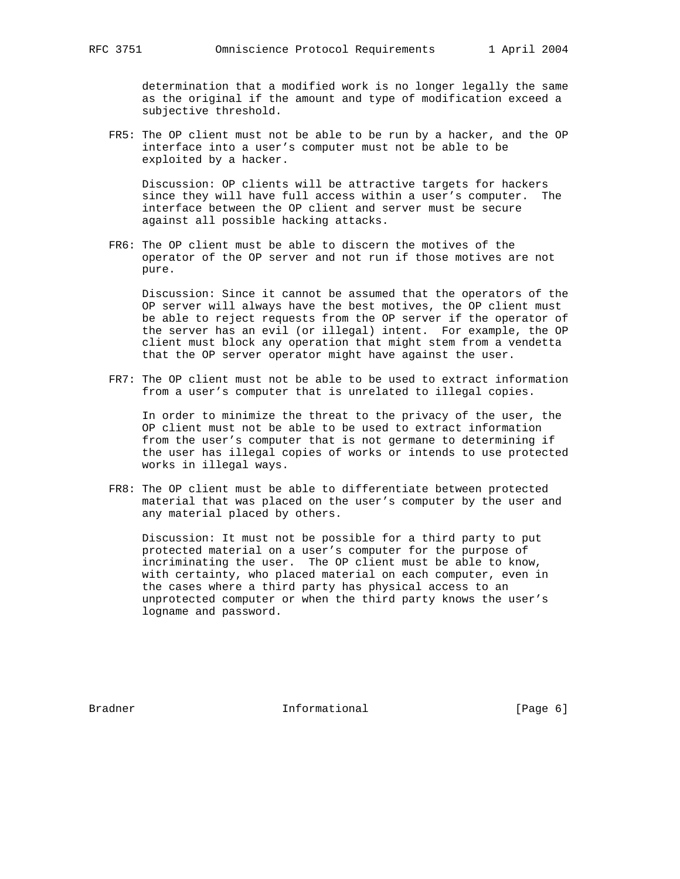determination that a modified work is no longer legally the same as the original if the amount and type of modification exceed a subjective threshold.

FR5: The OP client must not be able to be run by a hacker, and the OP interface into a user's computer must not be able to be exploited by a hacker.

Discussion: OP clients will be attractive targets for hackers since they will have full access within a user's computer. The interface between the OP client and server must be secure against all possible hacking attacks.

FR6: The OP client must be able to discern the motives of the operator of the OP server and not run if those motives are not pure.

Discussion: Since it cannot be assumed that the operators of the OP server will always have the best motives, the OP client must be able to reject requests from the OP server if the operator of the server has an evil (or illegal) intent. For example, the OP client must block any operation that might stem from a vendetta that the OP server operator might have against the user.

FR7: The OP client must not be able to be used to extract information from a user's computer that is unrelated to illegal copies.

In order to minimize the threat to the privacy of the user, the OP client must not be able to be used to extract information from the user's computer that is not germane to determining if the user has illegal copies of works or intends to use protected works in illegal ways.

FR8: The OP client must be able to differentiate between protected material that was placed on the user's computer by the user and any material placed by others.

Discussion: It must not be possible for a third party to put protected material on a user's computer for the purpose of incriminating the user. The OP client must be able to know, with certainty, who placed material on each computer, even in the cases where a third party has physical access to an unprotected computer or when the third party knows the user's logname and password.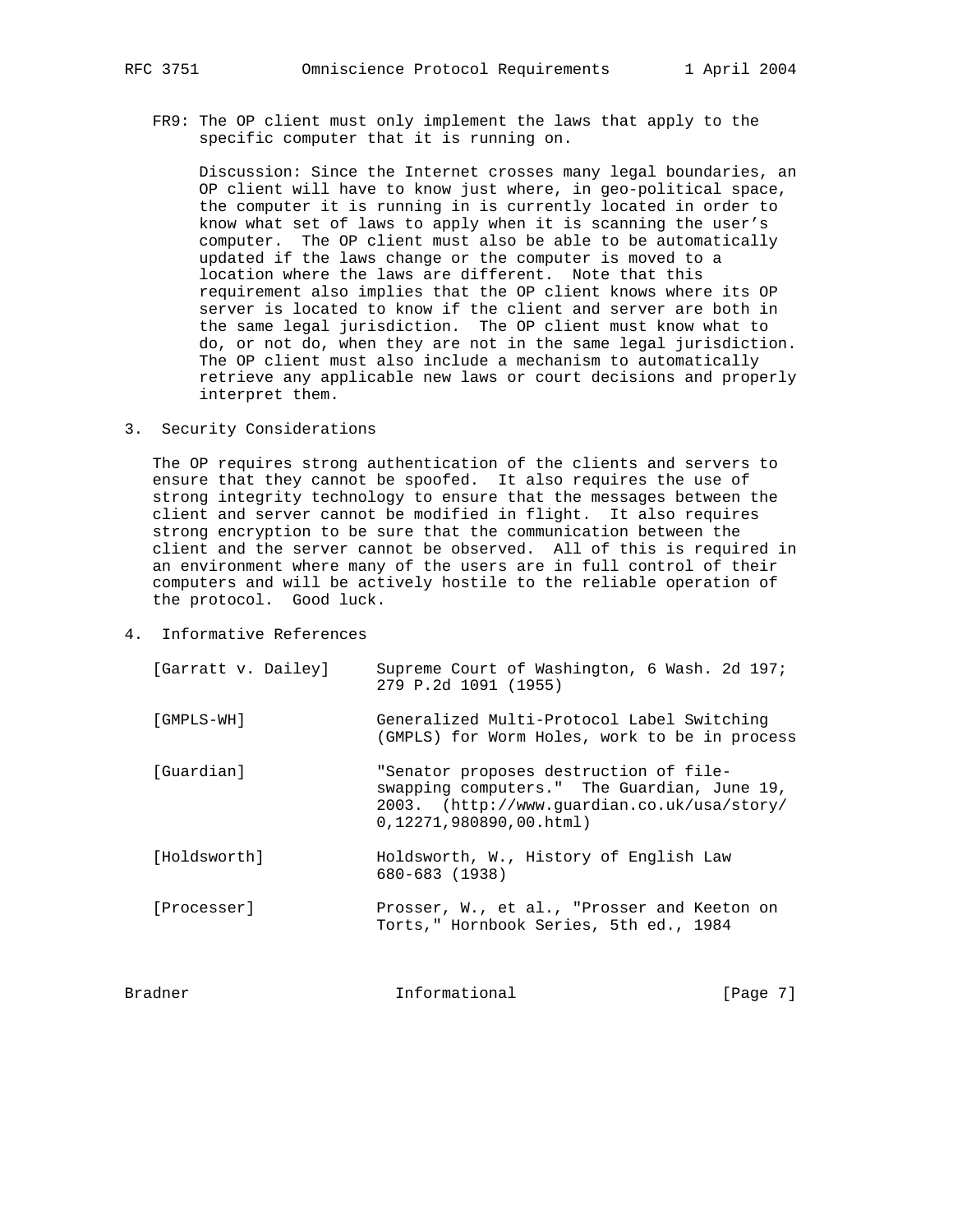FR9: The OP client must only implement the laws that apply to the specific computer that it is running on.

Discussion: Since the Internet crosses many legal boundaries, an OP client will have to know just where, in geo-political space, the computer it is running in is currently located in order to know what set of laws to apply when it is scanning the user's computer. The OP client must also be able to be automatically updated if the laws change or the computer is moved to a location where the laws are different. Note that this requirement also implies that the OP client knows where its OP server is located to know if the client and server are both in the same legal jurisdiction. The OP client must know what to do, or not do, when they are not in the same legal jurisdiction. The OP client must also include a mechanism to automatically retrieve any applicable new laws or court decisions and properly interpret them.

## 3. Security Considerations

The OP requires strong authentication of the clients and servers to ensure that they cannot be spoofed. It also requires the use of strong integrity technology to ensure that the messages between the client and server cannot be modified in flight. It also requires strong encryption to be sure that the communication between the client and the server cannot be observed. All of this is required in an environment where many of the users are in full control of their computers and will be actively hostile to the reliable operation of the protocol. Good luck.

## 4. Informative References

[Garratt v. Dailey] Supreme Court of Washington, 6 Wash. 2d 197; 279 P.2d 1091 (1955)

[GMPLS-WH] Generalized Multi-Protocol Label Switching (GMPLS) for Worm Holes, work to be in process

[Guardian] "Senator proposes destruction of file-swapping computers." The Guardian, June 19, 2003. (http://www.guardian.co.uk/usa/story/0,12271,980890,00.html)

[Holdsworth] Holdsworth, W., History of English Law 680-683 (1938)

[Processer] Prosser, W., et al., "Prosser and Keeton on Torts," Hornbook Series, 5th ed., 1984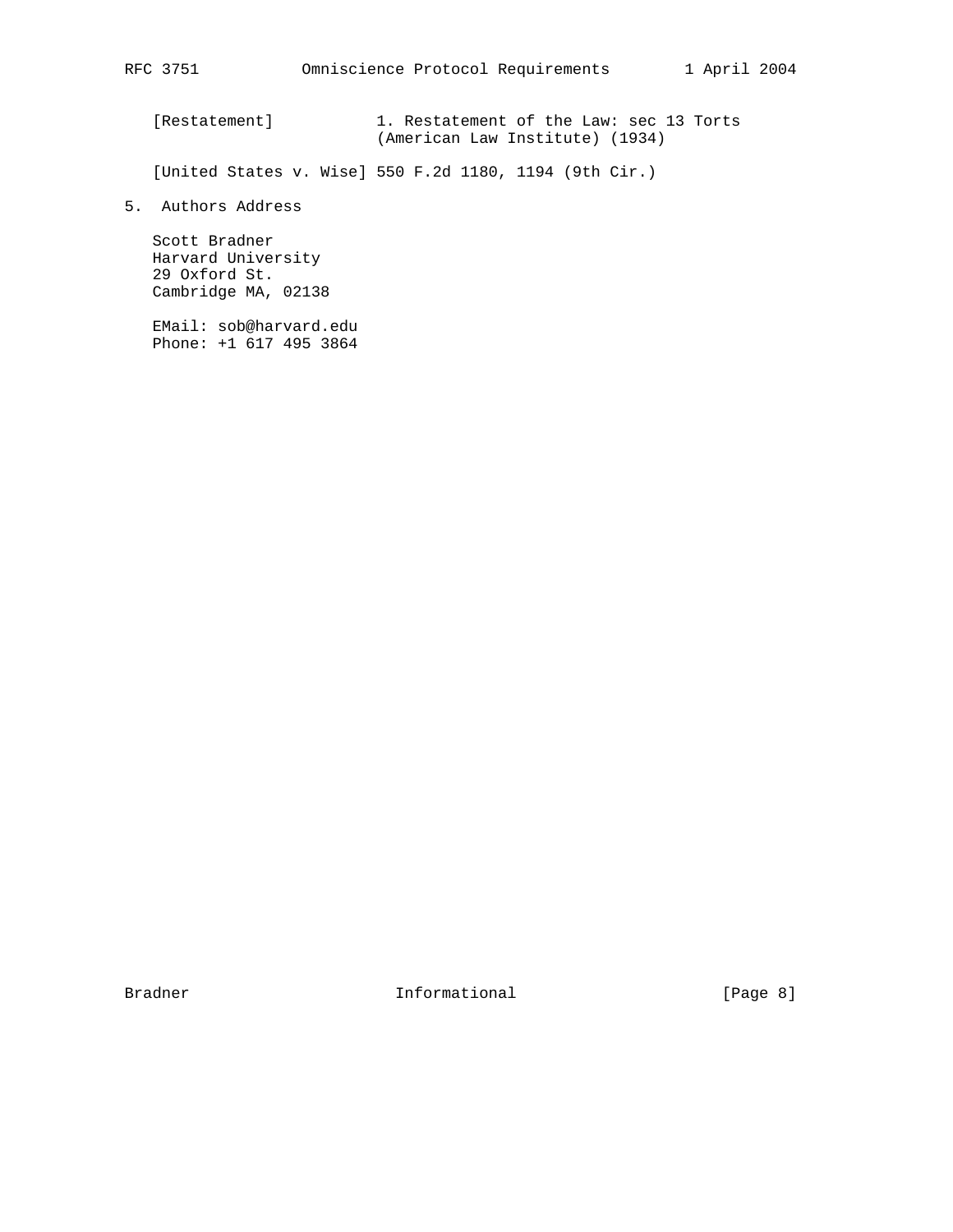[Restatement]           1. Restatement of the Law: sec 13 Torts
                        (American Law Institute) (1934)

[United States v. Wise] 550 F.2d 1180, 1194 (9th Cir.)

## 5. Authors Address

Scott Bradner
Harvard University
29 Oxford St.
Cambridge MA, 02138

EMail: sob@harvard.edu
Phone: +1 617 495 3864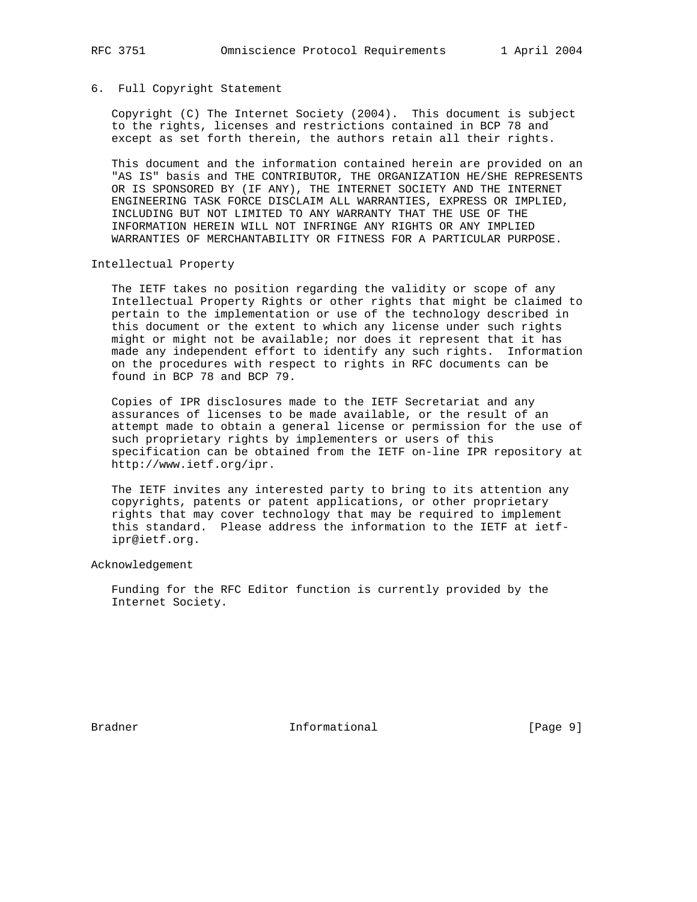## 6. Full Copyright Statement

Copyright (C) The Internet Society (2004). This document is subject to the rights, licenses and restrictions contained in BCP 78 and except as set forth therein, the authors retain all their rights.

This document and the information contained herein are provided on an "AS IS" basis and THE CONTRIBUTOR, THE ORGANIZATION HE/SHE REPRESENTS OR IS SPONSORED BY (IF ANY), THE INTERNET SOCIETY AND THE INTERNET ENGINEERING TASK FORCE DISCLAIM ALL WARRANTIES, EXPRESS OR IMPLIED, INCLUDING BUT NOT LIMITED TO ANY WARRANTY THAT THE USE OF THE INFORMATION HEREIN WILL NOT INFRINGE ANY RIGHTS OR ANY IMPLIED WARRANTIES OF MERCHANTABILITY OR FITNESS FOR A PARTICULAR PURPOSE.

## Intellectual Property

The IETF takes no position regarding the validity or scope of any Intellectual Property Rights or other rights that might be claimed to pertain to the implementation or use of the technology described in this document or the extent to which any license under such rights might or might not be available; nor does it represent that it has made any independent effort to identify any such rights. Information on the procedures with respect to rights in RFC documents can be found in BCP 78 and BCP 79.

Copies of IPR disclosures made to the IETF Secretariat and any assurances of licenses to be made available, or the result of an attempt made to obtain a general license or permission for the use of such proprietary rights by implementers or users of this specification can be obtained from the IETF on-line IPR repository at http://www.ietf.org/ipr.

The IETF invites any interested party to bring to its attention any copyrights, patents or patent applications, or other proprietary rights that may cover technology that may be required to implement this standard. Please address the information to the IETF at ietf-ipr@ietf.org.

## Acknowledgement

Funding for the RFC Editor function is currently provided by the Internet Society.